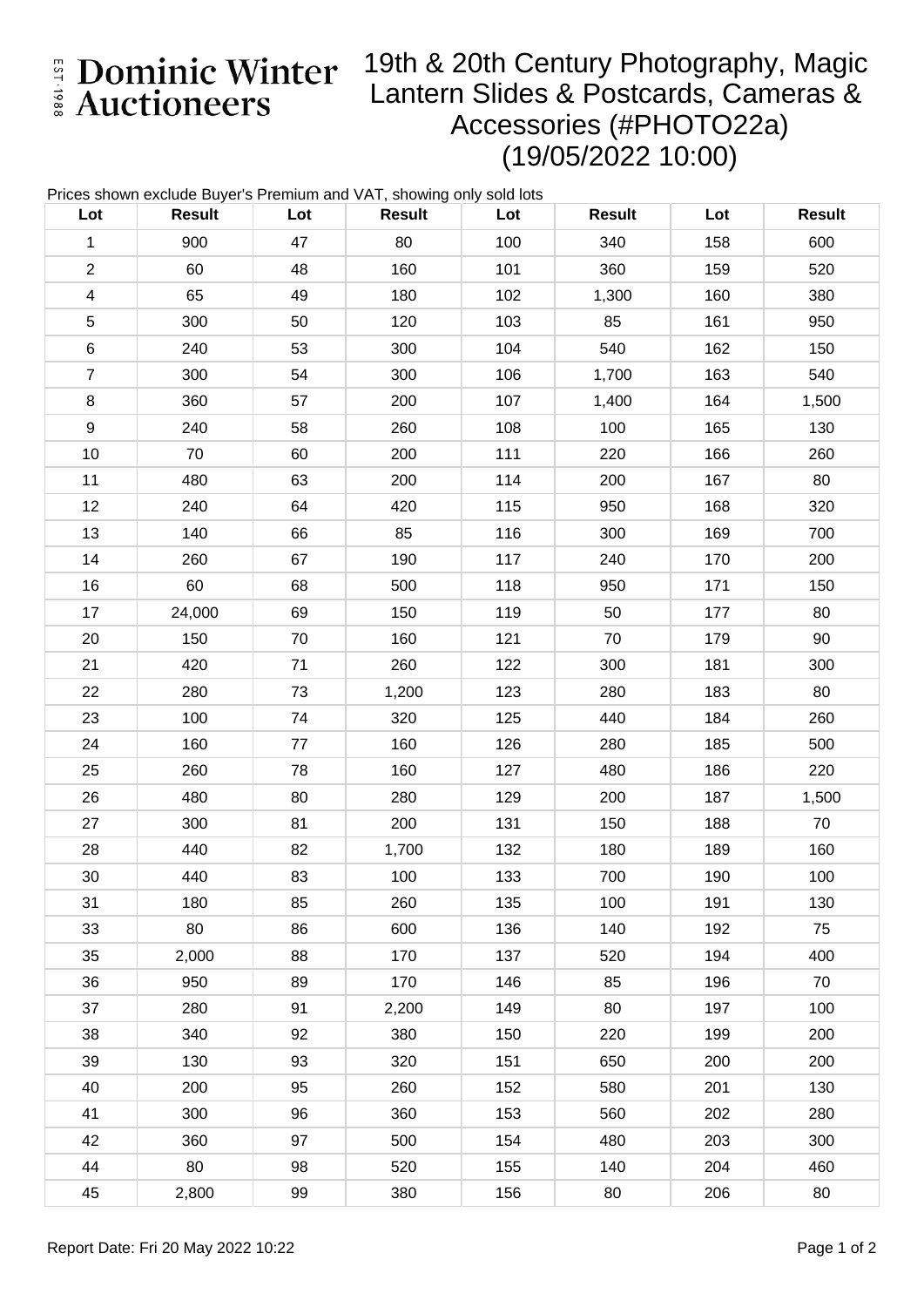# Dominic Winter Auctioneers

EST 1988

## 19th & 20th Century Photography, Magic Lantern Slides & Postcards, Cameras & Accessories (#PHOTO22a) (19/05/2022 10:00)

Prices shown exclude Buyer's Premium and VAT, showing only sold lots

| Lot | Result | Lot | Result | Lot | Result | Lot | Result |
|---|---|---|---|---|---|---|---|
| 1 | 900 | 47 | 80 | 100 | 340 | 158 | 600 |
| 2 | 60 | 48 | 160 | 101 | 360 | 159 | 520 |
| 4 | 65 | 49 | 180 | 102 | 1,300 | 160 | 380 |
| 5 | 300 | 50 | 120 | 103 | 85 | 161 | 950 |
| 6 | 240 | 53 | 300 | 104 | 540 | 162 | 150 |
| 7 | 300 | 54 | 300 | 106 | 1,700 | 163 | 540 |
| 8 | 360 | 57 | 200 | 107 | 1,400 | 164 | 1,500 |
| 9 | 240 | 58 | 260 | 108 | 100 | 165 | 130 |
| 10 | 70 | 60 | 200 | 111 | 220 | 166 | 260 |
| 11 | 480 | 63 | 200 | 114 | 200 | 167 | 80 |
| 12 | 240 | 64 | 420 | 115 | 950 | 168 | 320 |
| 13 | 140 | 66 | 85 | 116 | 300 | 169 | 700 |
| 14 | 260 | 67 | 190 | 117 | 240 | 170 | 200 |
| 16 | 60 | 68 | 500 | 118 | 950 | 171 | 150 |
| 17 | 24,000 | 69 | 150 | 119 | 50 | 177 | 80 |
| 20 | 150 | 70 | 160 | 121 | 70 | 179 | 90 |
| 21 | 420 | 71 | 260 | 122 | 300 | 181 | 300 |
| 22 | 280 | 73 | 1,200 | 123 | 280 | 183 | 80 |
| 23 | 100 | 74 | 320 | 125 | 440 | 184 | 260 |
| 24 | 160 | 77 | 160 | 126 | 280 | 185 | 500 |
| 25 | 260 | 78 | 160 | 127 | 480 | 186 | 220 |
| 26 | 480 | 80 | 280 | 129 | 200 | 187 | 1,500 |
| 27 | 300 | 81 | 200 | 131 | 150 | 188 | 70 |
| 28 | 440 | 82 | 1,700 | 132 | 180 | 189 | 160 |
| 30 | 440 | 83 | 100 | 133 | 700 | 190 | 100 |
| 31 | 180 | 85 | 260 | 135 | 100 | 191 | 130 |
| 33 | 80 | 86 | 600 | 136 | 140 | 192 | 75 |
| 35 | 2,000 | 88 | 170 | 137 | 520 | 194 | 400 |
| 36 | 950 | 89 | 170 | 146 | 85 | 196 | 70 |
| 37 | 280 | 91 | 2,200 | 149 | 80 | 197 | 100 |
| 38 | 340 | 92 | 380 | 150 | 220 | 199 | 200 |
| 39 | 130 | 93 | 320 | 151 | 650 | 200 | 200 |
| 40 | 200 | 95 | 260 | 152 | 580 | 201 | 130 |
| 41 | 300 | 96 | 360 | 153 | 560 | 202 | 280 |
| 42 | 360 | 97 | 500 | 154 | 480 | 203 | 300 |
| 44 | 80 | 98 | 520 | 155 | 140 | 204 | 460 |
| 45 | 2,800 | 99 | 380 | 156 | 80 | 206 | 80 |

Report Date: Fri 20 May 2022 10:22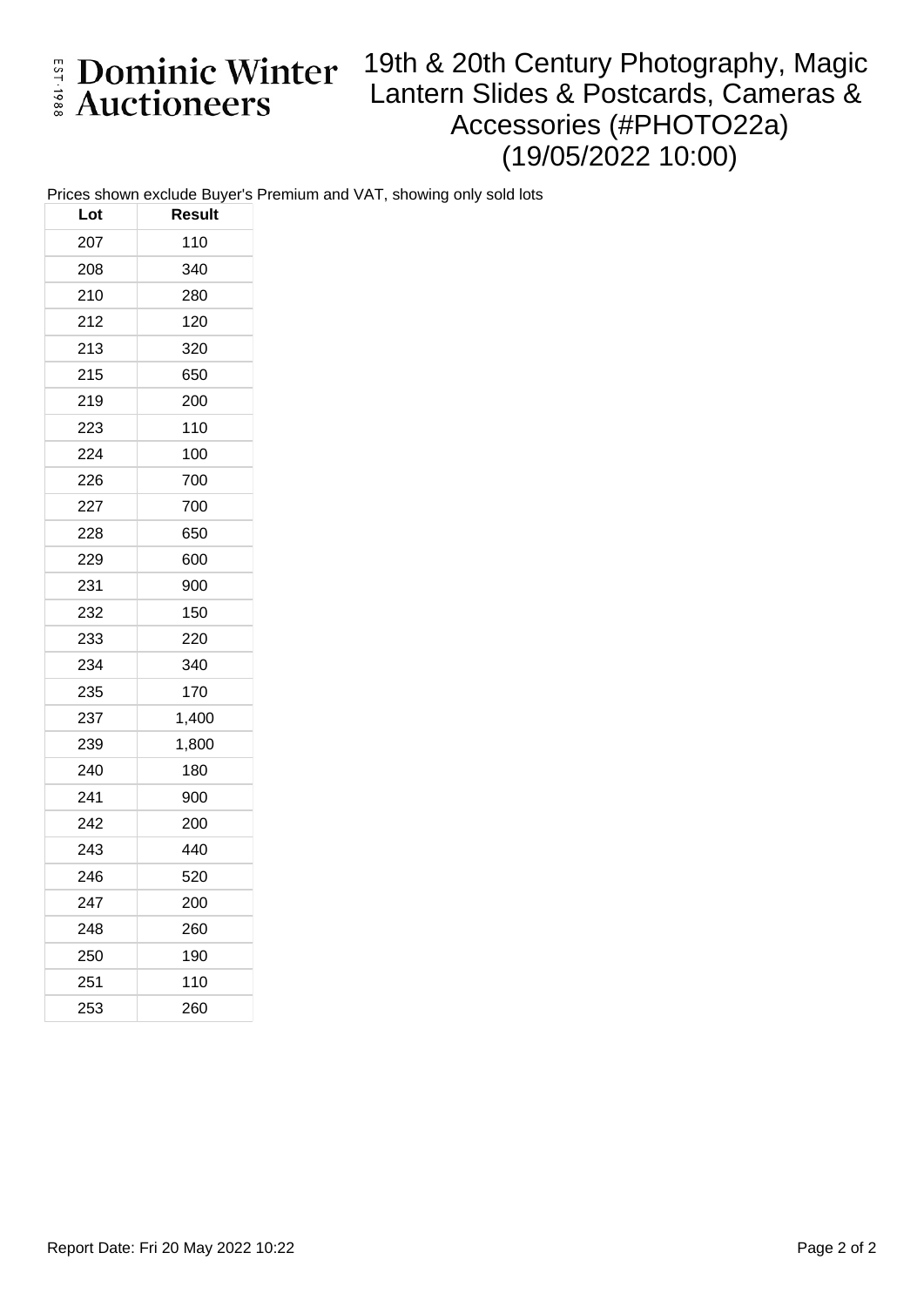Dominic Winter Auctioneers EST 1988

# 19th & 20th Century Photography, Magic Lantern Slides & Postcards, Cameras & Accessories (#PHOTO22a) (19/05/2022 10:00)

Prices shown exclude Buyer's Premium and VAT, showing only sold lots

| Lot | Result |
|---|---|
| 207 | 110 |
| 208 | 340 |
| 210 | 280 |
| 212 | 120 |
| 213 | 320 |
| 215 | 650 |
| 219 | 200 |
| 223 | 110 |
| 224 | 100 |
| 226 | 700 |
| 227 | 700 |
| 228 | 650 |
| 229 | 600 |
| 231 | 900 |
| 232 | 150 |
| 233 | 220 |
| 234 | 340 |
| 235 | 170 |
| 237 | 1,400 |
| 239 | 1,800 |
| 240 | 180 |
| 241 | 900 |
| 242 | 200 |
| 243 | 440 |
| 246 | 520 |
| 247 | 200 |
| 248 | 260 |
| 250 | 190 |
| 251 | 110 |
| 253 | 260 |

Report Date: Fri 20 May 2022 10:22